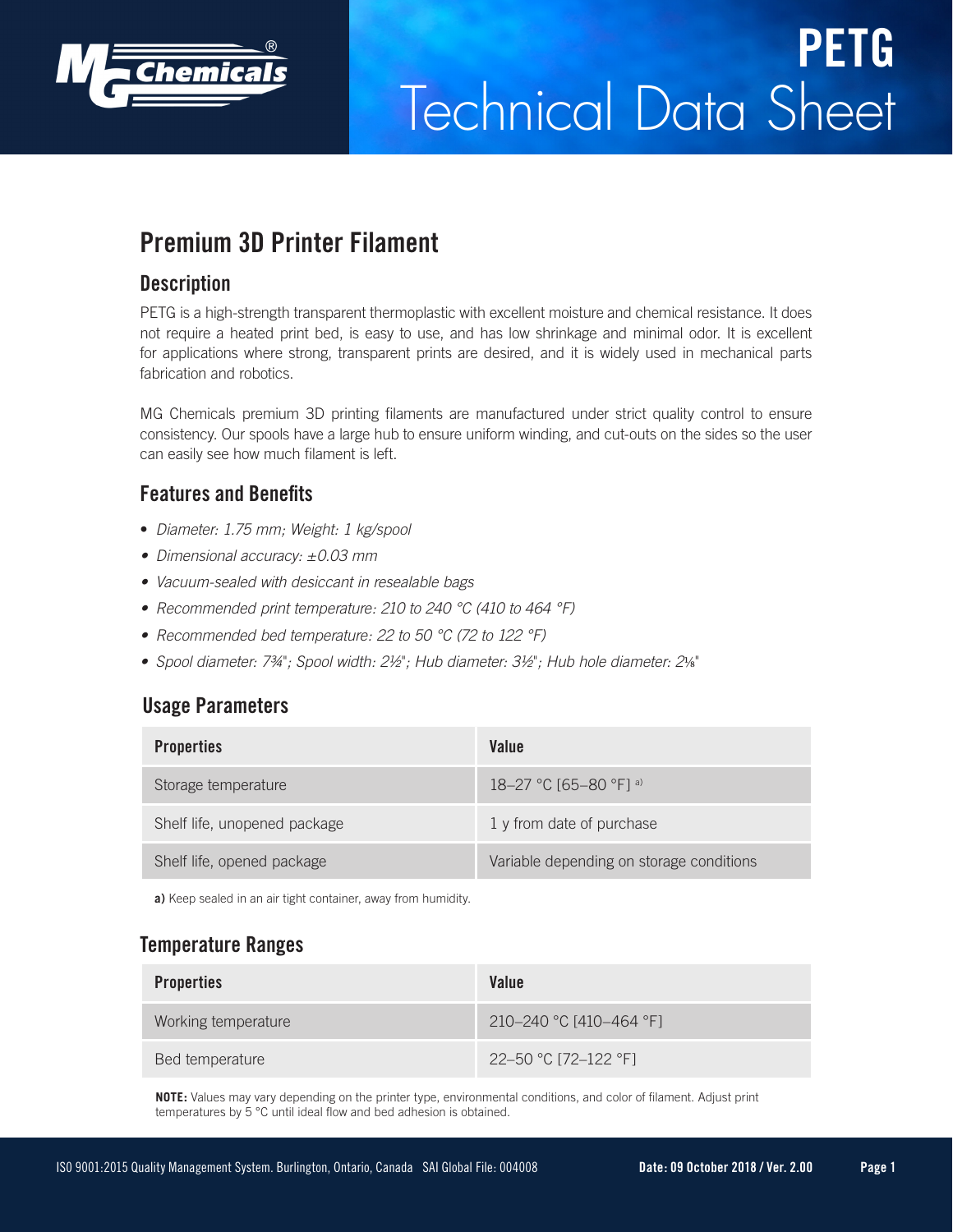# PETG

# Technical Data Sheet

## Premium 3D Printer Filament

### Description

PETG is a high-strength transparent thermoplastic with excellent moisture and chemical resistance. It does not require a heated print bed, is easy to use, and has low shrinkage and minimal odor. It is excellent for applications where strong, transparent prints are desired, and it is widely used in mechanical parts fabrication and robotics.

MG Chemicals premium 3D printing filaments are manufactured under strict quality control to ensure consistency. Our spools have a large hub to ensure uniform winding, and cut-outs on the sides so the user can easily see how much filament is left.

### Features and Benefits

- *Diameter: 1.75 mm; Weight: 1 kg/spool*
- *Dimensional accuracy: ±0.03 mm*
- *Vacuum-sealed with desiccant in resealable bags*
- *Recommended print temperature: 210 to 240 °C (410 to 464 °F)*
- *Recommended bed temperature: 22 to 50 °C (72 to 122 °F)*
- *Spool diameter: 7¾"; Spool width: 2½"; Hub diameter: 3½"; Hub hole diameter: 2⅛"*

### Usage Parameters

| Properties | Value |
|---|---|
| Storage temperature | 18–27 °C [65–80 °F] [a)] |
| Shelf life, unopened package | 1 y from date of purchase |
| Shelf life, opened package | Variable depending on storage conditions |

**a)** Keep sealed in an air tight container, away from humidity.

### Temperature Ranges

| Properties | Value |
|---|---|
| Working temperature | 210–240 °C [410–464 °F] |
| Bed temperature | 22–50 °C [72–122 °F] |

**NOTE:** Values may vary depending on the printer type, environmental conditions, and color of filament. Adjust print temperatures by 5 °C until ideal flow and bed adhesion is obtained.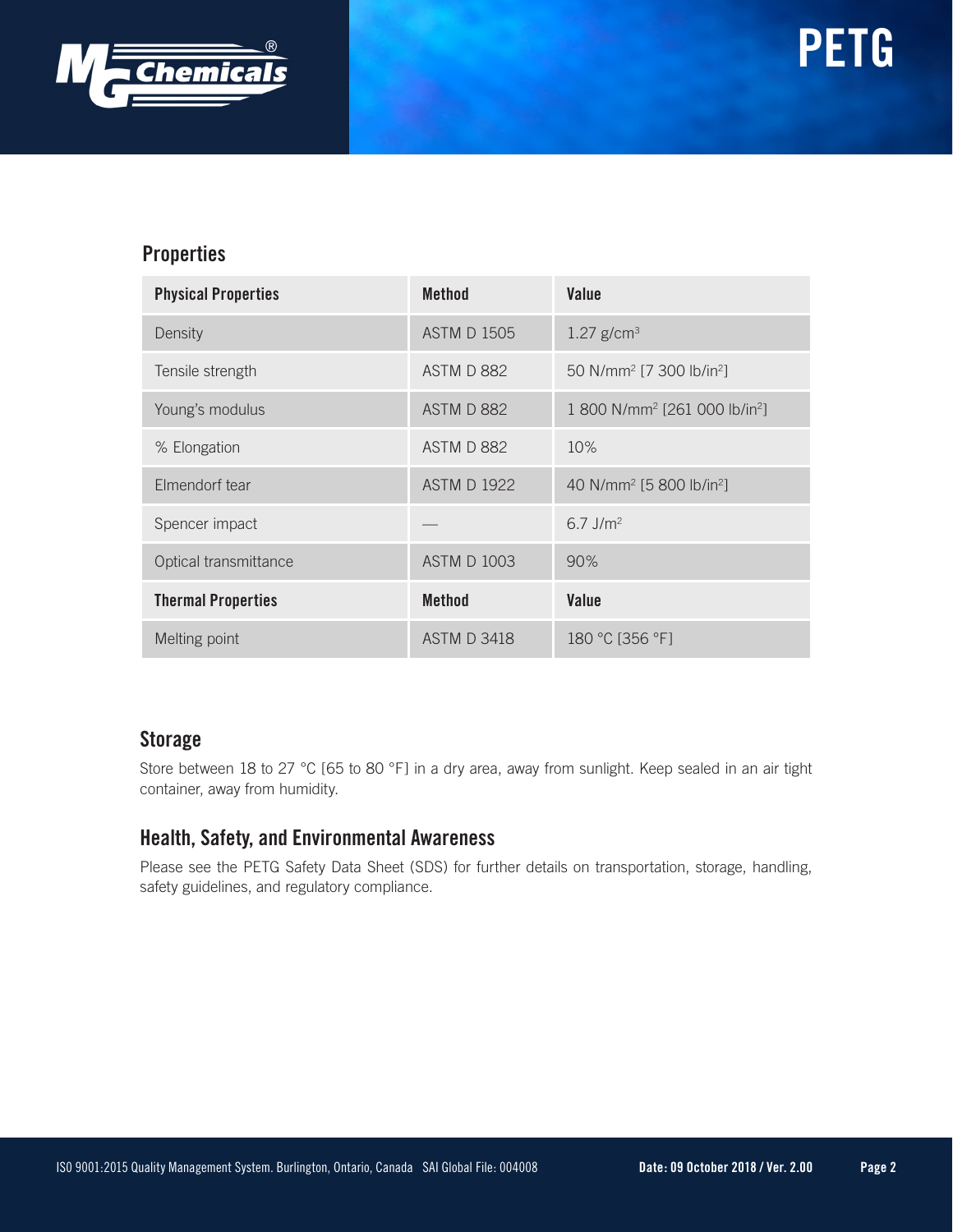## Properties

| Physical Properties | Method | Value |
| --- | --- | --- |
| Density | ASTM D 1505 | 1.27 g/cm$^3$ |
| Tensile strength | ASTM D 882 | 50 N/mm$^2$ [7 300 lb/in$^2$] |
| Young's modulus | ASTM D 882 | 1 800 N/mm$^2$ [261 000 lb/in$^2$] |
| % Elongation | ASTM D 882 | 10% |
| Elmendorf tear | ASTM D 1922 | 40 N/mm$^2$ [5 800 lb/in$^2$] |
| Spencer impact | — | 6.7 J/m$^2$ |
| Optical transmittance | ASTM D 1003 | 90% |
| **Thermal Properties** | **Method** | **Value** |
| Melting point | ASTM D 3418 | 180 °C [356 °F] |

## Storage

Store between 18 to 27 °C [65 to 80 °F] in a dry area, away from sunlight. Keep sealed in an air tight container, away from humidity.

## Health, Safety, and Environmental Awareness

Please see the PETG Safety Data Sheet (SDS) for further details on transportation, storage, handling, safety guidelines, and regulatory compliance.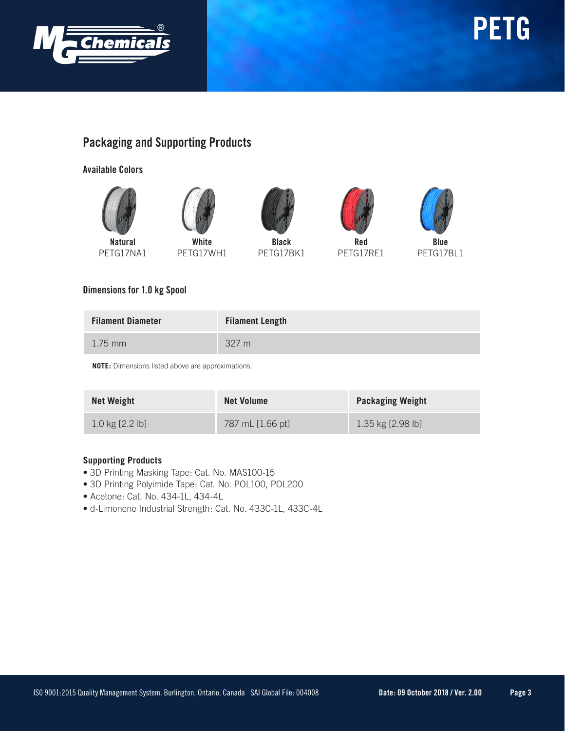## Packaging and Supporting Products

### Available Colors

| Natural | White | Black | Red | Blue |
| --- | --- | --- | --- | --- |
| PETG17NA1 | PETG17WH1 | PETG17BK1 | PETG17RE1 | PETG17BL1 |

### Dimensions for 1.0 kg Spool

| Filament Diameter | Filament Length |
| --- | --- |
| 1.75 mm | 327 m |

**NOTE:** Dimensions listed above are approximations.

| Net Weight | Net Volume | Packaging Weight |
| --- | --- | --- |
| 1.0 kg [2.2 lb] | 787 mL [1.66 pt] | 1.35 kg [2.98 lb] |

### Supporting Products

- 3D Printing Masking Tape: Cat. No. MAS100-15
- 3D Printing Polyimide Tape: Cat. No. POL100, POL200
- Acetone: Cat. No. 434-1L, 434-4L
- d-Limonene Industrial Strength: Cat. No. 433C-1L, 433C-4L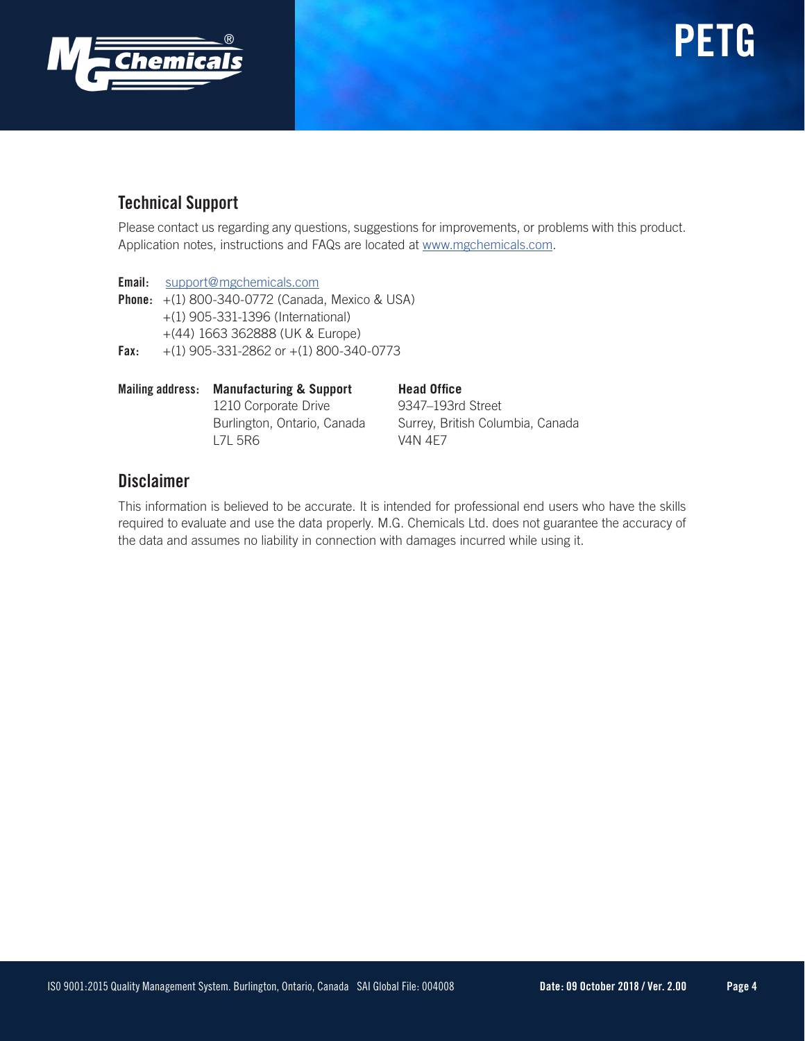## Technical Support

Please contact us regarding any questions, suggestions for improvements, or problems with this product. Application notes, instructions and FAQs are located at [www.mgchemicals.com](http://www.mgchemicals.com).

**Email:** support@mgchemicals.com
**Phone:** +(1) 800-340-0772 (Canada, Mexico & USA)
+(1) 905-331-1396 (International)
+(44) 1663 362888 (UK & Europe)
**Fax:** +(1) 905-331-2862 or +(1) 800-340-0773

**Mailing address:**

**Manufacturing & Support**
1210 Corporate Drive
Burlington, Ontario, Canada
L7L 5R6

**Head Office**
9347–193rd Street
Surrey, British Columbia, Canada
V4N 4E7

## Disclaimer

This information is believed to be accurate. It is intended for professional end users who have the skills required to evaluate and use the data properly. M.G. Chemicals Ltd. does not guarantee the accuracy of the data and assumes no liability in connection with damages incurred while using it.